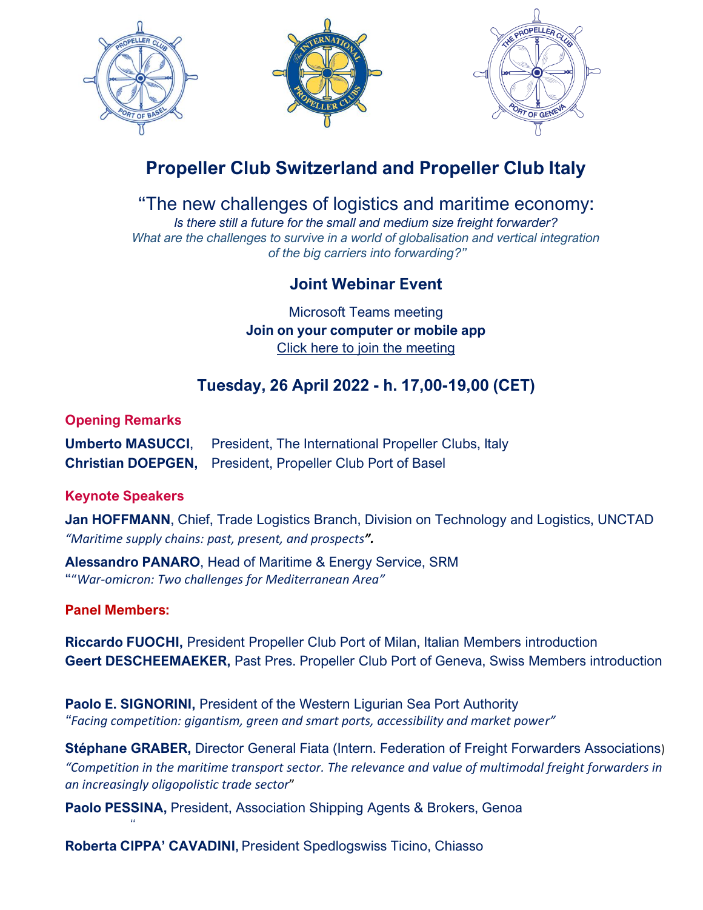# Propeller Club Switzerland and Propeller Club Italy

“The new challenges of logistics and maritime economy:

*Is there still a future for the small and medium size freight forwarder?*
*What are the challenges to survive in a world of globalisation and vertical integration of the big carriers into forwarding?”*

## Joint Webinar Event

Microsoft Teams meeting
**Join on your computer or mobile app**
Click here to join the meeting

## Tuesday, 26 April 2022 - h. 17,00-19,00 (CET)

### Opening Remarks

**Umberto MASUCCI**, President, The International Propeller Clubs, Italy
**Christian DOEPGEN,** President, Propeller Club Port of Basel

### Keynote Speakers

**Jan HOFFMANN**, Chief, Trade Logistics Branch, Division on Technology and Logistics, UNCTAD
*“Maritime supply chains: past, present, and prospects”.*

**Alessandro PANARO**, Head of Maritime & Energy Service, SRM
““*War-omicron: Two challenges for Mediterranean Area”*

### Panel Members:

**Riccardo FUOCHI,** President Propeller Club Port of Milan, Italian Members introduction
**Geert DESCHEEMAEKER,** Past Pres. Propeller Club Port of Geneva, Swiss Members introduction

**Paolo E. SIGNORINI,** President of the Western Ligurian Sea Port Authority
“*Facing competition: gigantism, green and smart ports, accessibility and market power”*

**Stéphane GRABER,** Director General Fiata (Intern. Federation of Freight Forwarders Associations)
*“Competition in the maritime transport sector. The relevance and value of multimodal freight forwarders in an increasingly oligopolistic trade sector*”

**Paolo PESSINA,** President, Association Shipping Agents & Brokers, Genoa
“

**Roberta CIPPA’ CAVADINI,** President Spedlogswiss Ticino, Chiasso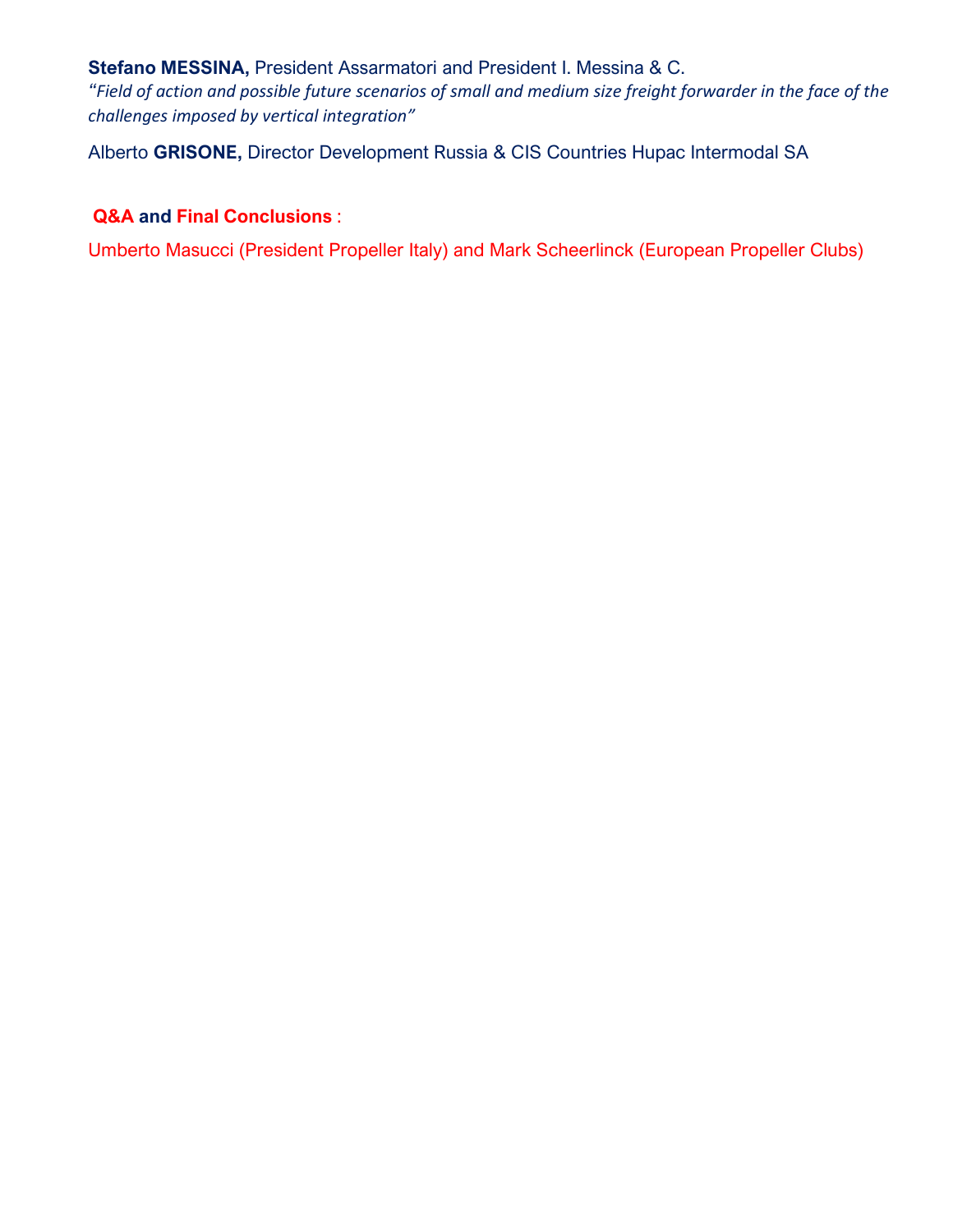**Stefano MESSINA,** President Assarmatori and President I. Messina & C.
*"Field of action and possible future scenarios of small and medium size freight forwarder in the face of the challenges imposed by vertical integration"*

Alberto **GRISONE,** Director Development Russia & CIS Countries Hupac Intermodal SA

**Q&A and Final Conclusions** :

Umberto Masucci (President Propeller Italy) and Mark Scheerlinck (European Propeller Clubs)